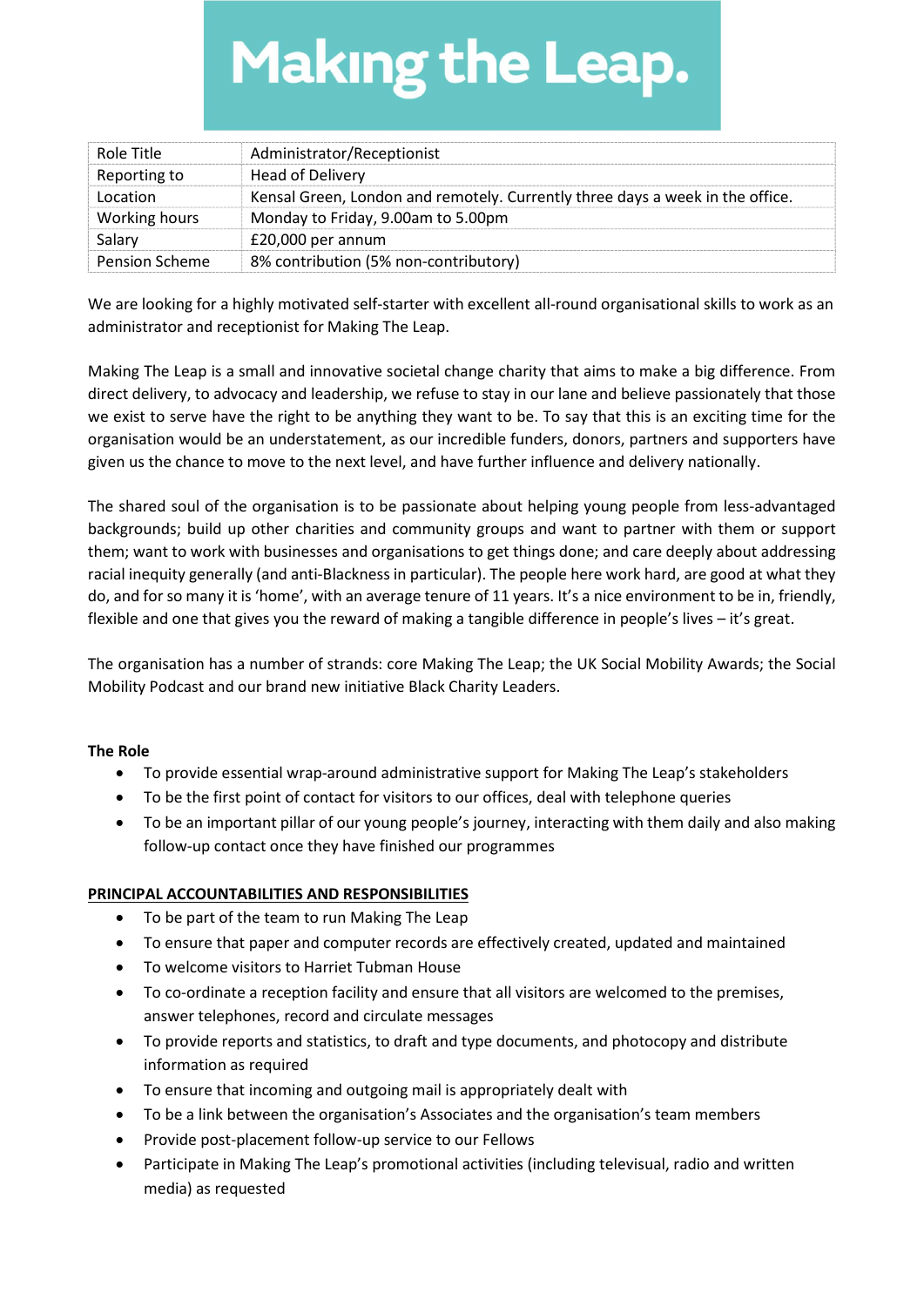# Making the Leap.

| Role Title | Administrator/Receptionist |
|---|---|
| Reporting to | Head of Delivery |
| Location | Kensal Green, London and remotely. Currently three days a week in the office. |
| Working hours | Monday to Friday, 9.00am to 5.00pm |
| Salary | £20,000 per annum |
| Pension Scheme | 8% contribution (5% non-contributory) |

We are looking for a highly motivated self-starter with excellent all-round organisational skills to work as an administrator and receptionist for Making The Leap.

Making The Leap is a small and innovative societal change charity that aims to make a big difference. From direct delivery, to advocacy and leadership, we refuse to stay in our lane and believe passionately that those we exist to serve have the right to be anything they want to be. To say that this is an exciting time for the organisation would be an understatement, as our incredible funders, donors, partners and supporters have given us the chance to move to the next level, and have further influence and delivery nationally.

The shared soul of the organisation is to be passionate about helping young people from less-advantaged backgrounds; build up other charities and community groups and want to partner with them or support them; want to work with businesses and organisations to get things done; and care deeply about addressing racial inequity generally (and anti-Blackness in particular). The people here work hard, are good at what they do, and for so many it is 'home', with an average tenure of 11 years. It's a nice environment to be in, friendly, flexible and one that gives you the reward of making a tangible difference in people's lives – it's great.

The organisation has a number of strands: core Making The Leap; the UK Social Mobility Awards; the Social Mobility Podcast and our brand new initiative Black Charity Leaders.

**The Role**

- To provide essential wrap-around administrative support for Making The Leap's stakeholders
- To be the first point of contact for visitors to our offices, deal with telephone queries
- To be an important pillar of our young people's journey, interacting with them daily and also making follow-up contact once they have finished our programmes

**PRINCIPAL ACCOUNTABILITIES AND RESPONSIBILITIES**

- To be part of the team to run Making The Leap
- To ensure that paper and computer records are effectively created, updated and maintained
- To welcome visitors to Harriet Tubman House
- To co-ordinate a reception facility and ensure that all visitors are welcomed to the premises, answer telephones, record and circulate messages
- To provide reports and statistics, to draft and type documents, and photocopy and distribute information as required
- To ensure that incoming and outgoing mail is appropriately dealt with
- To be a link between the organisation's Associates and the organisation's team members
- Provide post-placement follow-up service to our Fellows
- Participate in Making The Leap's promotional activities (including televisual, radio and written media) as requested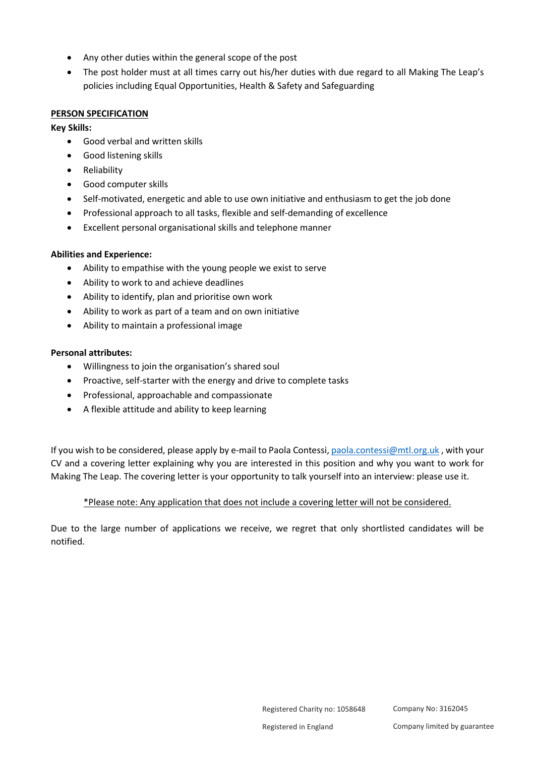- Any other duties within the general scope of the post
- The post holder must at all times carry out his/her duties with due regard to all Making The Leap's policies including Equal Opportunities, Health & Safety and Safeguarding

**PERSON SPECIFICATION**

**Key Skills:**

- Good verbal and written skills
- Good listening skills
- Reliability
- Good computer skills
- Self-motivated, energetic and able to use own initiative and enthusiasm to get the job done
- Professional approach to all tasks, flexible and self-demanding of excellence
- Excellent personal organisational skills and telephone manner

**Abilities and Experience:**

- Ability to empathise with the young people we exist to serve
- Ability to work to and achieve deadlines
- Ability to identify, plan and prioritise own work
- Ability to work as part of a team and on own initiative
- Ability to maintain a professional image

**Personal attributes:**

- Willingness to join the organisation's shared soul
- Proactive, self-starter with the energy and drive to complete tasks
- Professional, approachable and compassionate
- A flexible attitude and ability to keep learning

If you wish to be considered, please apply by e-mail to Paola Contessi, paola.contessi@mtl.org.uk , with your CV and a covering letter explaining why you are interested in this position and why you want to work for Making The Leap. The covering letter is your opportunity to talk yourself into an interview: please use it.

*Please note: Any application that does not include a covering letter will not be considered.

Due to the large number of applications we receive, we regret that only shortlisted candidates will be notified.

Registered Charity no: 1058648 Company No: 3162045

Registered in England Company limited by guarantee